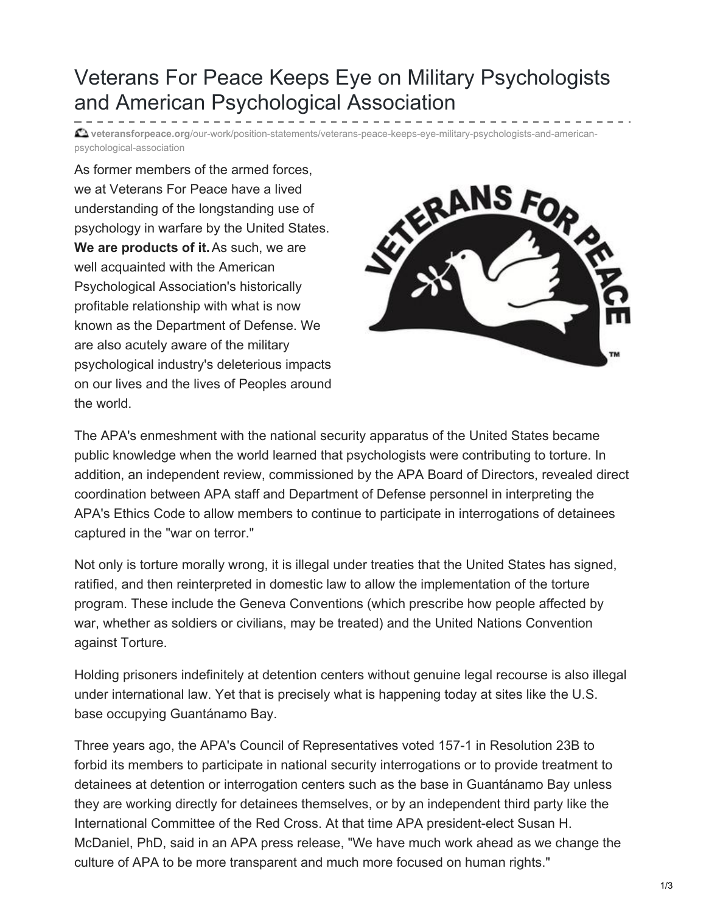# Veterans For Peace Keeps Eye on Military Psychologists and American Psychological Association

veteransforpeace.org/our-work/position-statements/veterans-peace-keeps-eye-military-psychologists-and-american-psychological-association

As former members of the armed forces, we at Veterans For Peace have a lived understanding of the longstanding use of psychology in warfare by the United States. **We are products of it.** As such, we are well acquainted with the American Psychological Association's historically profitable relationship with what is now known as the Department of Defense. We are also acutely aware of the military psychological industry's deleterious impacts on our lives and the lives of Peoples around the world.

The APA's enmeshment with the national security apparatus of the United States became public knowledge when the world learned that psychologists were contributing to torture. In addition, an independent review, commissioned by the APA Board of Directors, revealed direct coordination between APA staff and Department of Defense personnel in interpreting the APA's Ethics Code to allow members to continue to participate in interrogations of detainees captured in the "war on terror."

Not only is torture morally wrong, it is illegal under treaties that the United States has signed, ratified, and then reinterpreted in domestic law to allow the implementation of the torture program. These include the Geneva Conventions (which prescribe how people affected by war, whether as soldiers or civilians, may be treated) and the United Nations Convention against Torture.

Holding prisoners indefinitely at detention centers without genuine legal recourse is also illegal under international law. Yet that is precisely what is happening today at sites like the U.S. base occupying Guantánamo Bay.

Three years ago, the APA's Council of Representatives voted 157-1 in Resolution 23B to forbid its members to participate in national security interrogations or to provide treatment to detainees at detention or interrogation centers such as the base in Guantánamo Bay unless they are working directly for detainees themselves, or by an independent third party like the International Committee of the Red Cross. At that time APA president-elect Susan H. McDaniel, PhD, said in an APA press release, "We have much work ahead as we change the culture of APA to be more transparent and much more focused on human rights."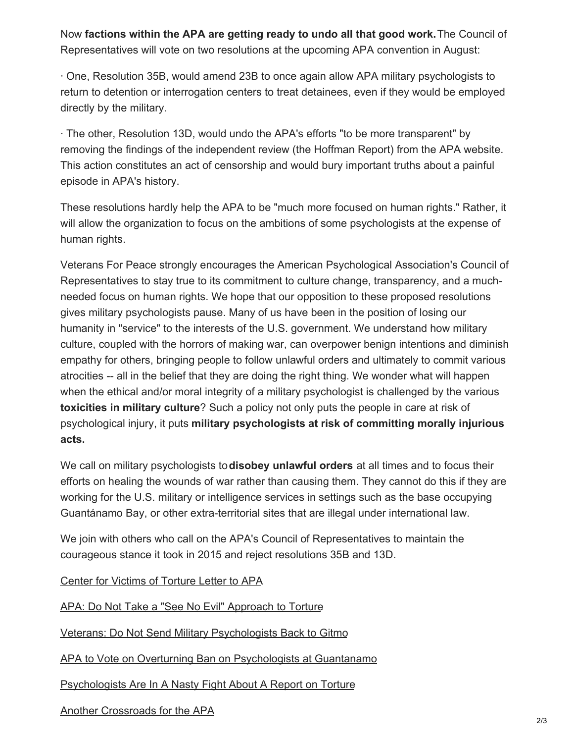Now **factions within the APA are getting ready to undo all that good work.** The Council of Representatives will vote on two resolutions at the upcoming APA convention in August:

· One, Resolution 35B, would amend 23B to once again allow APA military psychologists to return to detention or interrogation centers to treat detainees, even if they would be employed directly by the military.

· The other, Resolution 13D, would undo the APA's efforts "to be more transparent" by removing the findings of the independent review (the Hoffman Report) from the APA website. This action constitutes an act of censorship and would bury important truths about a painful episode in APA's history.

These resolutions hardly help the APA to be "much more focused on human rights." Rather, it will allow the organization to focus on the ambitions of some psychologists at the expense of human rights.

Veterans For Peace strongly encourages the American Psychological Association's Council of Representatives to stay true to its commitment to culture change, transparency, and a much-needed focus on human rights. We hope that our opposition to these proposed resolutions gives military psychologists pause. Many of us have been in the position of losing our humanity in "service" to the interests of the U.S. government. We understand how military culture, coupled with the horrors of making war, can overpower benign intentions and diminish empathy for others, bringing people to follow unlawful orders and ultimately to commit various atrocities -- all in the belief that they are doing the right thing. We wonder what will happen when the ethical and/or moral integrity of a military psychologist is challenged by the various **toxicities in military culture**? Such a policy not only puts the people in care at risk of psychological injury, it puts **military psychologists at risk of committing morally injurious acts.**

We call on military psychologists to **disobey unlawful orders** at all times and to focus their efforts on healing the wounds of war rather than causing them. They cannot do this if they are working for the U.S. military or intelligence services in settings such as the base occupying Guantánamo Bay, or other extra-territorial sites that are illegal under international law.

We join with others who call on the APA's Council of Representatives to maintain the courageous stance it took in 2015 and reject resolutions 35B and 13D.

Center for Victims of Torture Letter to APA

APA: Do Not Take a "See No Evil" Approach to Torture

Veterans: Do Not Send Military Psychologists Back to Gitmo

APA to Vote on Overturning Ban on Psychologists at Guantanamo

Psychologists Are In A Nasty Fight About A Report on Torture

Another Crossroads for the APA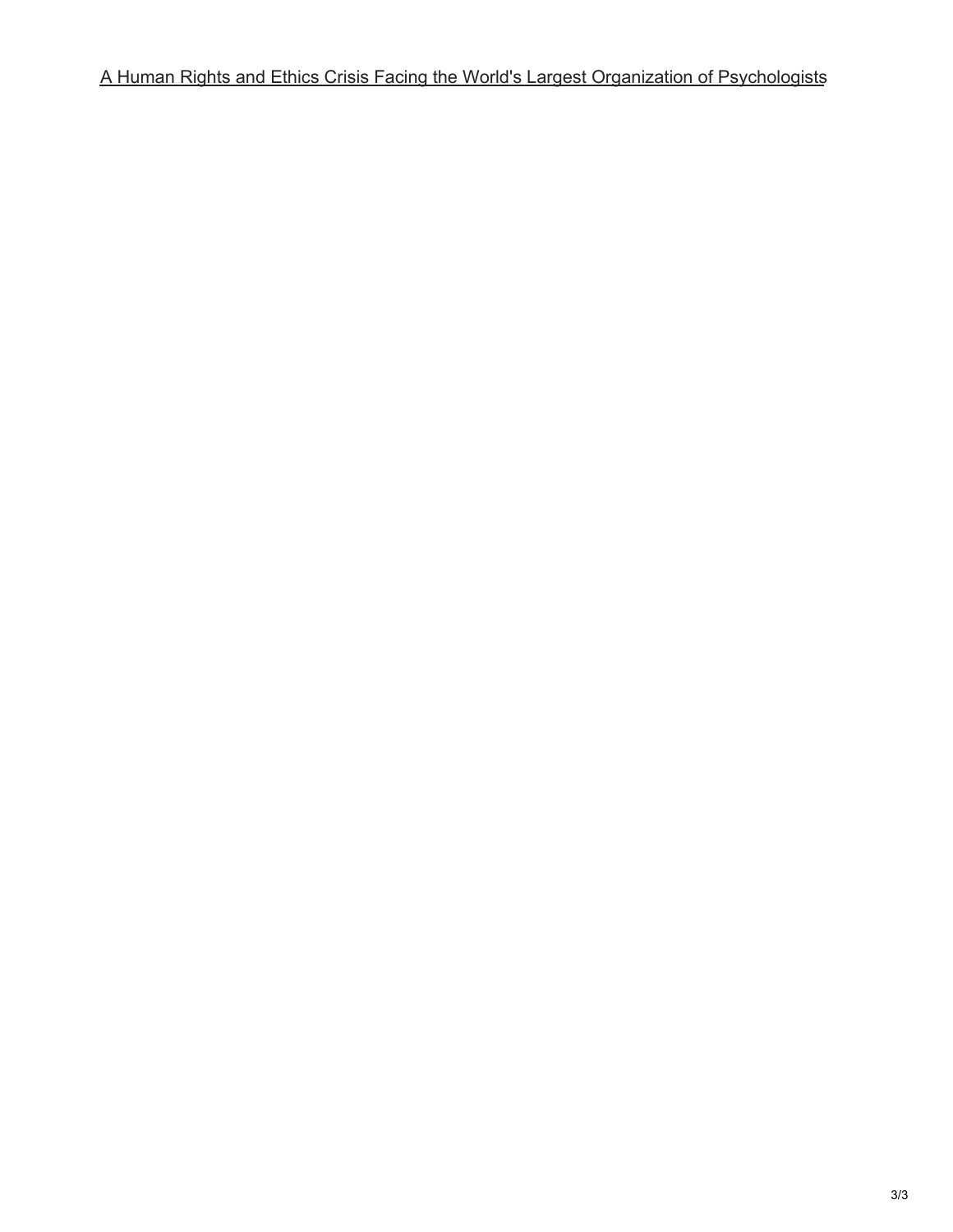[A Human Rights and Ethics Crisis Facing the World's Largest Organization of Psychologists]